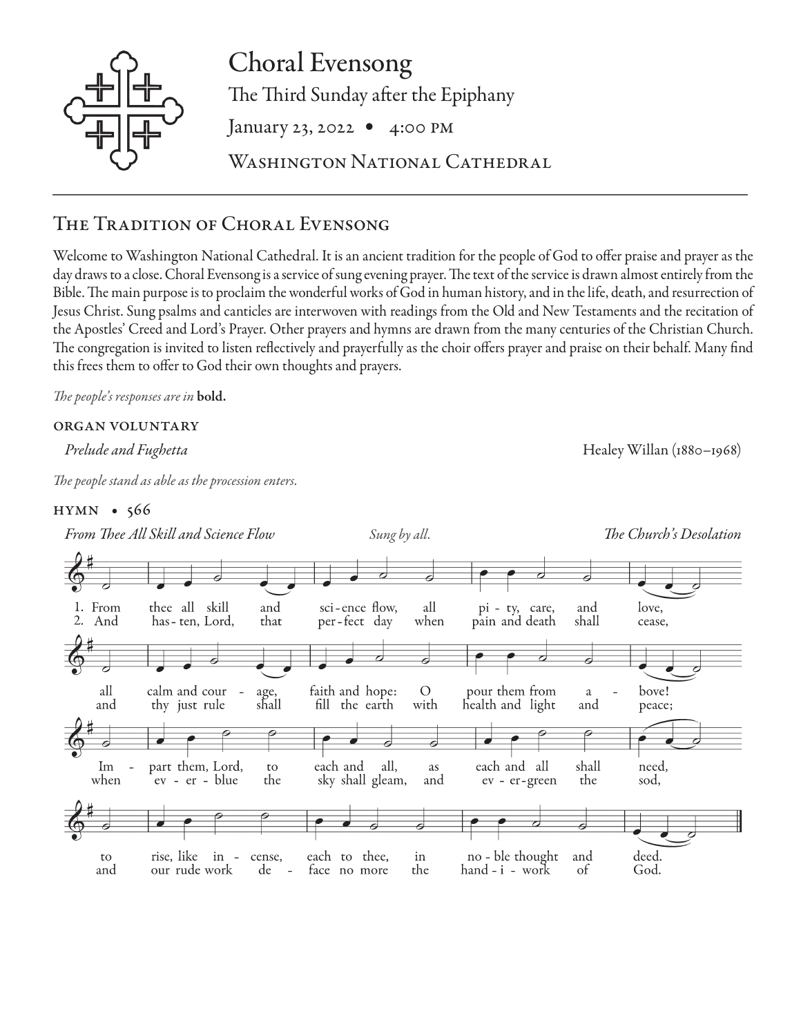# Choral Evensong

The Third Sunday after the Epiphany

January 23, 2022 • 4:00 PM

Washington National Cathedral

## The Tradition of Choral Evensong

Welcome to Washington National Cathedral. It is an ancient tradition for the people of God to offer praise and prayer as the day draws to a close. Choral Evensong is a service of sung evening prayer. The text of the service is drawn almost entirely from the Bible. The main purpose is to proclaim the wonderful works of God in human history, and in the life, death, and resurrection of Jesus Christ. Sung psalms and canticles are interwoven with readings from the Old and New Testaments and the recitation of the Apostles' Creed and Lord's Prayer. Other prayers and hymns are drawn from the many centuries of the Christian Church. The congregation is invited to listen reflectively and prayerfully as the choir offers prayer and praise on their behalf. Many find this frees them to offer to God their own thoughts and prayers.

*The people's responses are in* **bold.**

### ORGAN VOLUNTARY

*Prelude and Fughetta* — Healey Willan (1880–1968)

*The people stand as able as the procession enters.*

### HYMN • 566

*From Thee All Skill and Science Flow* — *Sung by all.* — *The Church's Desolation*

1. From thee all skill and science flow, all pity, care, and love, all calm and courage, faith and hope: O pour them from above! Impart them, Lord, to each and all, as each and all shall need, to rise, like incense, each to thee, in noble thought and deed.

2. And hasten, Lord, that perfect day when pain and death shall cease, and thy just rule shall fill the earth with health and light and peace; when ever-blue the sky shall gleam, and ever-green the sod, and our rude work deface no more the handiwork of God.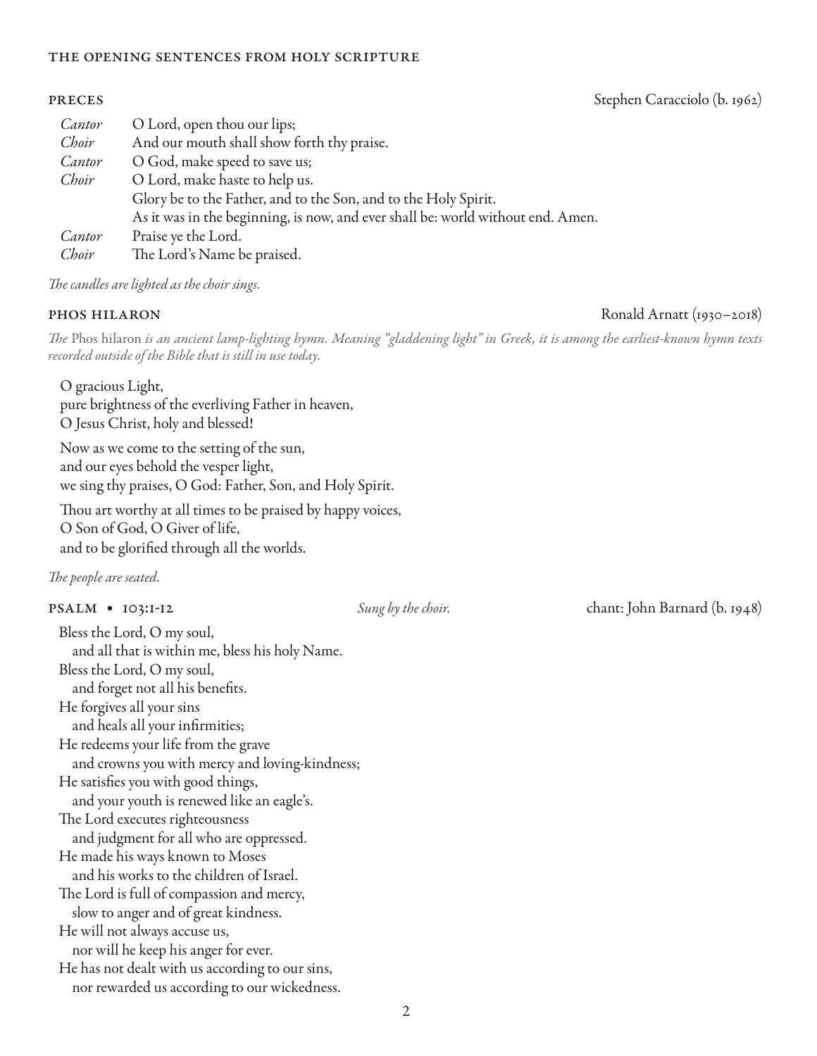### THE OPENING SENTENCES FROM HOLY SCRIPTURE

### PRECES

Stephen Caracciolo (b. 1962)

| | |
|---|---|
| *Cantor* | O Lord, open thou our lips; |
| *Choir* | And our mouth shall show forth thy praise. |
| *Cantor* | O God, make speed to save us; |
| *Choir* | O Lord, make haste to help us. |
| | Glory be to the Father, and to the Son, and to the Holy Spirit. |
| | As it was in the beginning, is now, and ever shall be: world without end. Amen. |
| *Cantor* | Praise ye the Lord. |
| *Choir* | The Lord's Name be praised. |

*The candles are lighted as the choir sings.*

### PHOS HILARON

Ronald Arnatt (1930–2018)

*The* Phos hilaron *is an ancient lamp-lighting hymn. Meaning "gladdening light" in Greek, it is among the earliest-known hymn texts recorded outside of the Bible that is still in use today.*

O gracious Light,
pure brightness of the everliving Father in heaven,
O Jesus Christ, holy and blessed!

Now as we come to the setting of the sun,
and our eyes behold the vesper light,
we sing thy praises, O God: Father, Son, and Holy Spirit.

Thou art worthy at all times to be praised by happy voices,
O Son of God, O Giver of life,
and to be glorified through all the worlds.

*The people are seated.*

### PSALM • 103:1-12

*Sung by the choir.*

chant: John Barnard (b. 1948)

Bless the Lord, O my soul,
   and all that is within me, bless his holy Name.
Bless the Lord, O my soul,
   and forget not all his benefits.
He forgives all your sins
   and heals all your infirmities;
He redeems your life from the grave
   and crowns you with mercy and loving-kindness;
He satisfies you with good things,
   and your youth is renewed like an eagle's.
The Lord executes righteousness
   and judgment for all who are oppressed.
He made his ways known to Moses
   and his works to the children of Israel.
The Lord is full of compassion and mercy,
   slow to anger and of great kindness.
He will not always accuse us,
   nor will he keep his anger for ever.
He has not dealt with us according to our sins,
   nor rewarded us according to our wickedness.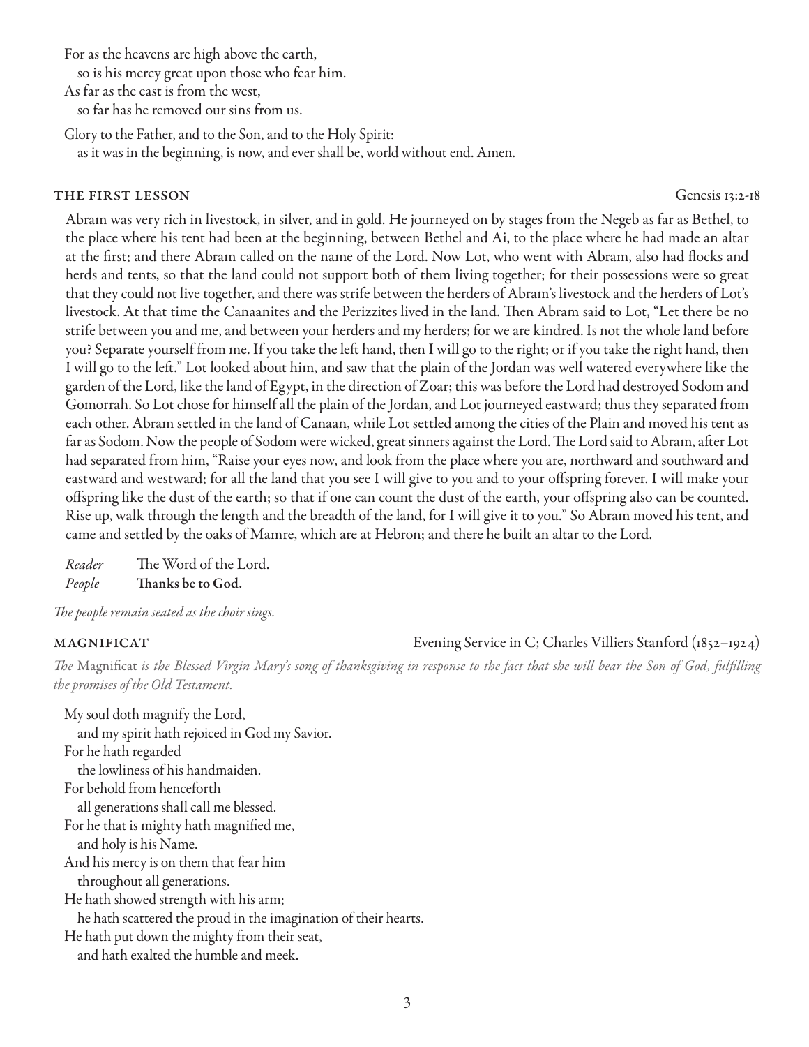For as the heavens are high above the earth,
  so is his mercy great upon those who fear him.
As far as the east is from the west,
  so far has he removed our sins from us.

Glory to the Father, and to the Son, and to the Holy Spirit:
  as it was in the beginning, is now, and ever shall be, world without end. Amen.

### THE FIRST LESSON — Genesis 13:2-18

Abram was very rich in livestock, in silver, and in gold. He journeyed on by stages from the Negeb as far as Bethel, to the place where his tent had been at the beginning, between Bethel and Ai, to the place where he had made an altar at the first; and there Abram called on the name of the Lord. Now Lot, who went with Abram, also had flocks and herds and tents, so that the land could not support both of them living together; for their possessions were so great that they could not live together, and there was strife between the herders of Abram's livestock and the herders of Lot's livestock. At that time the Canaanites and the Perizzites lived in the land. Then Abram said to Lot, "Let there be no strife between you and me, and between your herders and my herders; for we are kindred. Is not the whole land before you? Separate yourself from me. If you take the left hand, then I will go to the right; or if you take the right hand, then I will go to the left." Lot looked about him, and saw that the plain of the Jordan was well watered everywhere like the garden of the Lord, like the land of Egypt, in the direction of Zoar; this was before the Lord had destroyed Sodom and Gomorrah. So Lot chose for himself all the plain of the Jordan, and Lot journeyed eastward; thus they separated from each other. Abram settled in the land of Canaan, while Lot settled among the cities of the Plain and moved his tent as far as Sodom. Now the people of Sodom were wicked, great sinners against the Lord. The Lord said to Abram, after Lot had separated from him, "Raise your eyes now, and look from the place where you are, northward and southward and eastward and westward; for all the land that you see I will give to you and to your offspring forever. I will make your offspring like the dust of the earth; so that if one can count the dust of the earth, your offspring also can be counted. Rise up, walk through the length and the breadth of the land, for I will give it to you." So Abram moved his tent, and came and settled by the oaks of Mamre, which are at Hebron; and there he built an altar to the Lord.

*Reader* The Word of the Lord.
*People* **Thanks be to God.**

*The people remain seated as the choir sings.*

### MAGNIFICAT — Evening Service in C; Charles Villiers Stanford (1852–1924)

*The* Magnificat *is the Blessed Virgin Mary's song of thanksgiving in response to the fact that she will bear the Son of God, fulfilling the promises of the Old Testament.*

My soul doth magnify the Lord,
  and my spirit hath rejoiced in God my Savior.
For he hath regarded
  the lowliness of his handmaiden.
For behold from henceforth
  all generations shall call me blessed.
For he that is mighty hath magnified me,
  and holy is his Name.
And his mercy is on them that fear him
  throughout all generations.
He hath showed strength with his arm;
  he hath scattered the proud in the imagination of their hearts.
He hath put down the mighty from their seat,
  and hath exalted the humble and meek.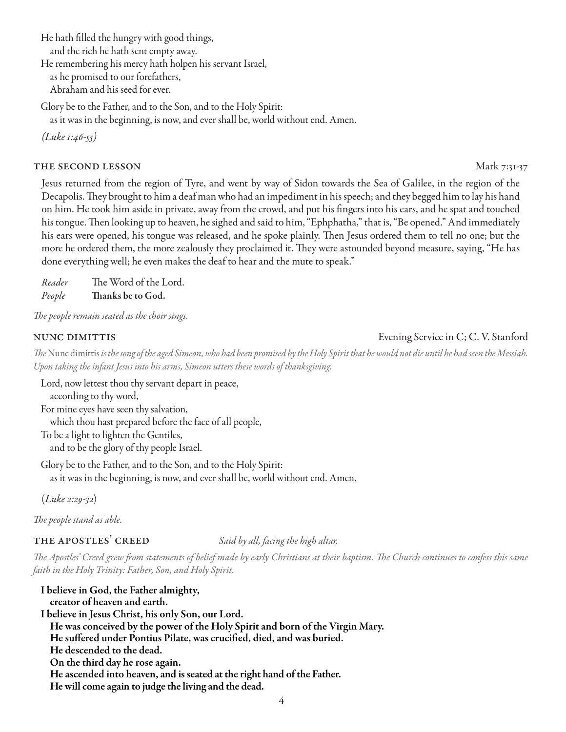He hath filled the hungry with good things,
  and the rich he hath sent empty away.
He remembering his mercy hath holpen his servant Israel,
  as he promised to our forefathers,
  Abraham and his seed for ever.

Glory be to the Father, and to the Son, and to the Holy Spirit:
  as it was in the beginning, is now, and ever shall be, world without end. Amen.

*(Luke 1:46-55)*

## THE SECOND LESSON — Mark 7:31-37

Jesus returned from the region of Tyre, and went by way of Sidon towards the Sea of Galilee, in the region of the Decapolis. They brought to him a deaf man who had an impediment in his speech; and they begged him to lay his hand on him. He took him aside in private, away from the crowd, and put his fingers into his ears, and he spat and touched his tongue. Then looking up to heaven, he sighed and said to him, "Ephphatha," that is, "Be opened." And immediately his ears were opened, his tongue was released, and he spoke plainly. Then Jesus ordered them to tell no one; but the more he ordered them, the more zealously they proclaimed it. They were astounded beyond measure, saying, "He has done everything well; he even makes the deaf to hear and the mute to speak."

*Reader* The Word of the Lord.
*People* **Thanks be to God.**

*The people remain seated as the choir sings.*

## NUNC DIMITTIS — Evening Service in C; C. V. Stanford

*The* Nunc dimittis *is the song of the aged Simeon, who had been promised by the Holy Spirit that he would not die until he had seen the Messiah. Upon taking the infant Jesus into his arms, Simeon utters these words of thanksgiving.*

Lord, now lettest thou thy servant depart in peace,
  according to thy word,
For mine eyes have seen thy salvation,
  which thou hast prepared before the face of all people,
To be a light to lighten the Gentiles,
  and to be the glory of thy people Israel.

Glory be to the Father, and to the Son, and to the Holy Spirit:
  as it was in the beginning, is now, and ever shall be, world without end. Amen.

(*Luke 2:29-32*)

*The people stand as able.*

## THE APOSTLES' CREED — *Said by all, facing the high altar.*

*The Apostles' Creed grew from statements of belief made by early Christians at their baptism. The Church continues to confess this same faith in the Holy Trinity: Father, Son, and Holy Spirit.*

**I believe in God, the Father almighty,**
  **creator of heaven and earth.**
**I believe in Jesus Christ, his only Son, our Lord.**
  **He was conceived by the power of the Holy Spirit and born of the Virgin Mary.**
  **He suffered under Pontius Pilate, was crucified, died, and was buried.**
  **He descended to the dead.**
  **On the third day he rose again.**
  **He ascended into heaven, and is seated at the right hand of the Father.**
  **He will come again to judge the living and the dead.**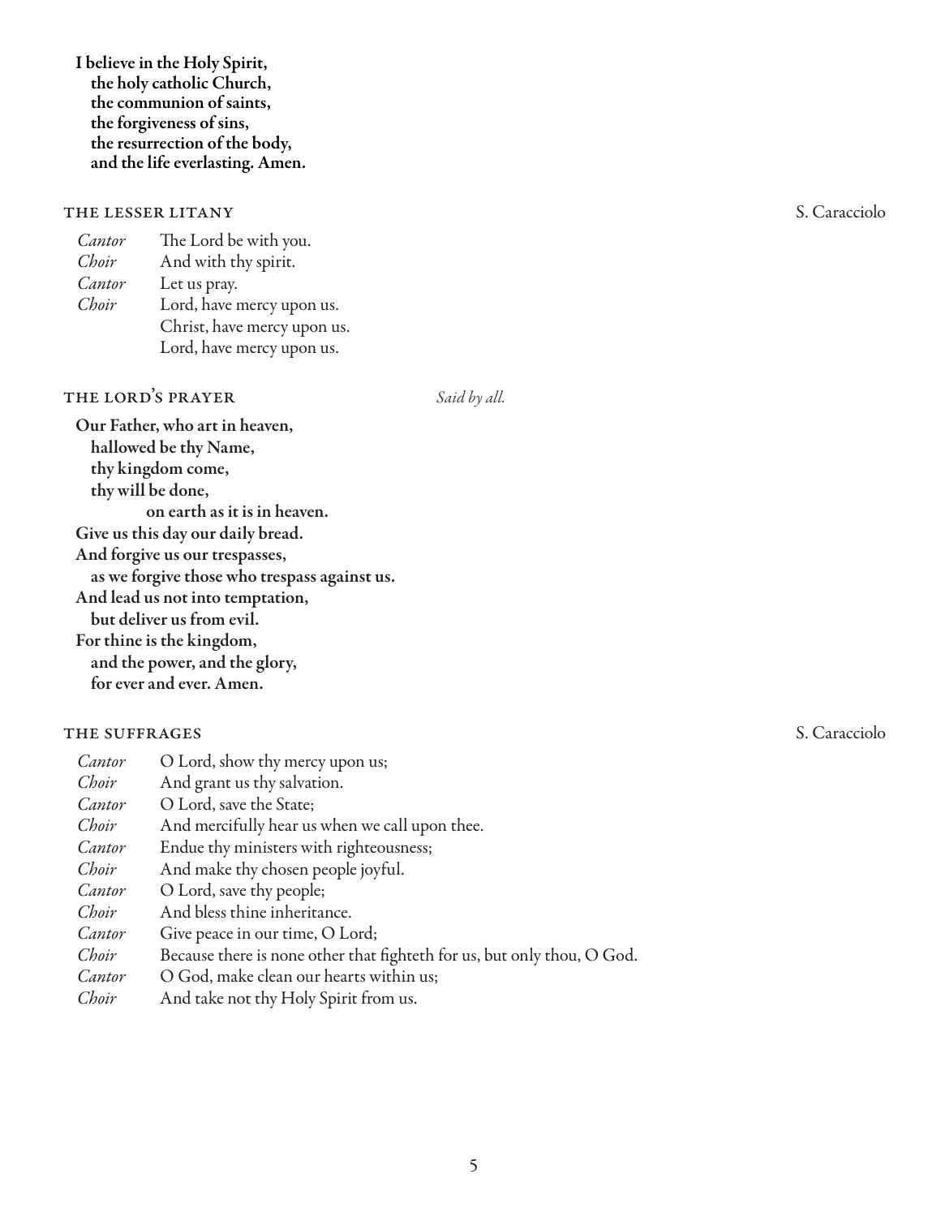**I believe in the Holy Spirit,**
**the holy catholic Church,**
**the communion of saints,**
**the forgiveness of sins,**
**the resurrection of the body,**
**and the life everlasting. Amen.**

## THE LESSER LITANY

S. Caracciolo

| | |
|---|---|
| *Cantor* | The Lord be with you. |
| *Choir* | And with thy spirit. |
| *Cantor* | Let us pray. |
| *Choir* | Lord, have mercy upon us. |
| | Christ, have mercy upon us. |
| | Lord, have mercy upon us. |

## THE LORD'S PRAYER

*Said by all.*

**Our Father, who art in heaven,**
**hallowed be thy Name,**
**thy kingdom come,**
**thy will be done,**
**on earth as it is in heaven.**
**Give us this day our daily bread.**
**And forgive us our trespasses,**
**as we forgive those who trespass against us.**
**And lead us not into temptation,**
**but deliver us from evil.**
**For thine is the kingdom,**
**and the power, and the glory,**
**for ever and ever. Amen.**

## THE SUFFRAGES

S. Caracciolo

| | |
|---|---|
| *Cantor* | O Lord, show thy mercy upon us; |
| *Choir* | And grant us thy salvation. |
| *Cantor* | O Lord, save the State; |
| *Choir* | And mercifully hear us when we call upon thee. |
| *Cantor* | Endue thy ministers with righteousness; |
| *Choir* | And make thy chosen people joyful. |
| *Cantor* | O Lord, save thy people; |
| *Choir* | And bless thine inheritance. |
| *Cantor* | Give peace in our time, O Lord; |
| *Choir* | Because there is none other that fighteth for us, but only thou, O God. |
| *Cantor* | O God, make clean our hearts within us; |
| *Choir* | And take not thy Holy Spirit from us. |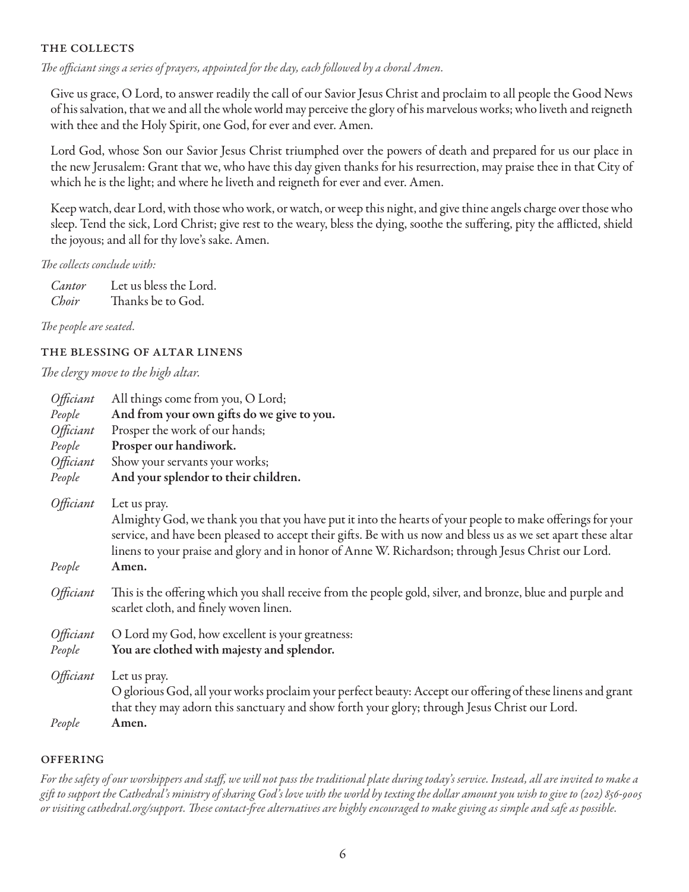### THE COLLECTS

*The officiant sings a series of prayers, appointed for the day, each followed by a choral Amen.*

Give us grace, O Lord, to answer readily the call of our Savior Jesus Christ and proclaim to all people the Good News of his salvation, that we and all the whole world may perceive the glory of his marvelous works; who liveth and reigneth with thee and the Holy Spirit, one God, for ever and ever. Amen.

Lord God, whose Son our Savior Jesus Christ triumphed over the powers of death and prepared for us our place in the new Jerusalem: Grant that we, who have this day given thanks for his resurrection, may praise thee in that City of which he is the light; and where he liveth and reigneth for ever and ever. Amen.

Keep watch, dear Lord, with those who work, or watch, or weep this night, and give thine angels charge over those who sleep. Tend the sick, Lord Christ; give rest to the weary, bless the dying, soothe the suffering, pity the afflicted, shield the joyous; and all for thy love's sake. Amen.

*The collects conclude with:*

*Cantor* Let us bless the Lord.
*Choir* Thanks be to God.

*The people are seated.*

### THE BLESSING OF ALTAR LINENS

*The clergy move to the high altar.*

*Officiant* All things come from you, O Lord;
*People* **And from your own gifts do we give to you.**
*Officiant* Prosper the work of our hands;
*People* **Prosper our handiwork.**
*Officiant* Show your servants your works;
*People* **And your splendor to their children.**

*Officiant* Let us pray.
Almighty God, we thank you that you have put it into the hearts of your people to make offerings for your service, and have been pleased to accept their gifts. Be with us now and bless us as we set apart these altar linens to your praise and glory and in honor of Anne W. Richardson; through Jesus Christ our Lord.
*People* **Amen.**

*Officiant* This is the offering which you shall receive from the people gold, silver, and bronze, blue and purple and scarlet cloth, and finely woven linen.

*Officiant* O Lord my God, how excellent is your greatness:
*People* **You are clothed with majesty and splendor.**

*Officiant* Let us pray.
O glorious God, all your works proclaim your perfect beauty: Accept our offering of these linens and grant that they may adorn this sanctuary and show forth your glory; through Jesus Christ our Lord.
*People* **Amen.**

### OFFERING

*For the safety of our worshippers and staff, we will not pass the traditional plate during today's service. Instead, all are invited to make a gift to support the Cathedral's ministry of sharing God's love with the world by texting the dollar amount you wish to give to (202) 856-9005 or visiting cathedral.org/support. These contact-free alternatives are highly encouraged to make giving as simple and safe as possible.*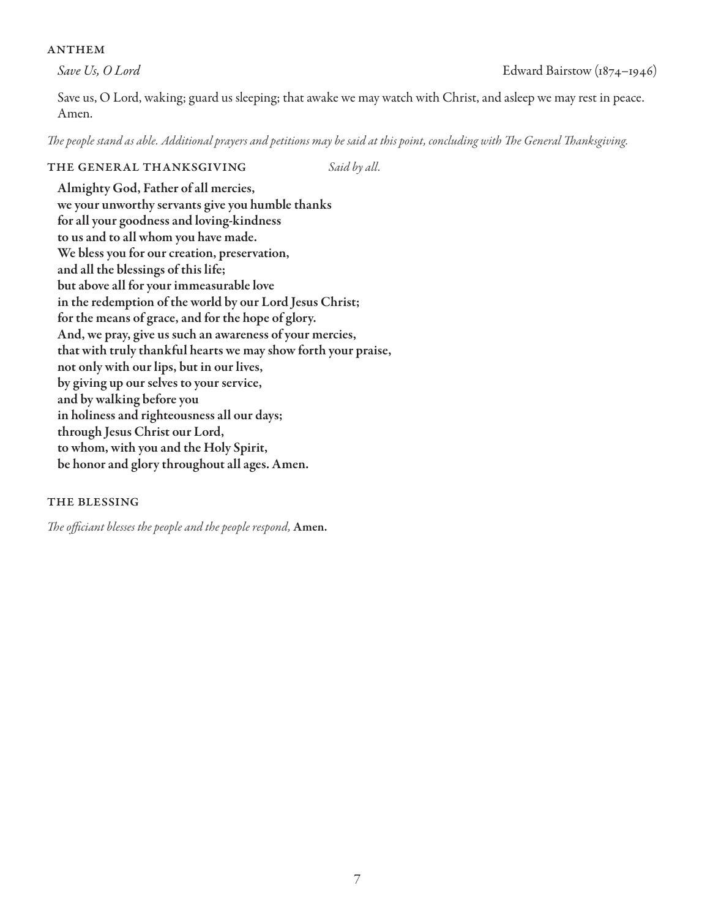### ANTHEM

*Save Us, O Lord* Edward Bairstow (1874–1946)

Save us, O Lord, waking; guard us sleeping; that awake we may watch with Christ, and asleep we may rest in peace. Amen.

*The people stand as able. Additional prayers and petitions may be said at this point, concluding with The General Thanksgiving.*

### THE GENERAL THANKSGIVING *Said by all.*

**Almighty God, Father of all mercies,**
**we your unworthy servants give you humble thanks**
**for all your goodness and loving-kindness**
**to us and to all whom you have made.**
**We bless you for our creation, preservation,**
**and all the blessings of this life;**
**but above all for your immeasurable love**
**in the redemption of the world by our Lord Jesus Christ;**
**for the means of grace, and for the hope of glory.**
**And, we pray, give us such an awareness of your mercies,**
**that with truly thankful hearts we may show forth your praise,**
**not only with our lips, but in our lives,**
**by giving up our selves to your service,**
**and by walking before you**
**in holiness and righteousness all our days;**
**through Jesus Christ our Lord,**
**to whom, with you and the Holy Spirit,**
**be honor and glory throughout all ages. Amen.**

### THE BLESSING

*The officiant blesses the people and the people respond,* **Amen.**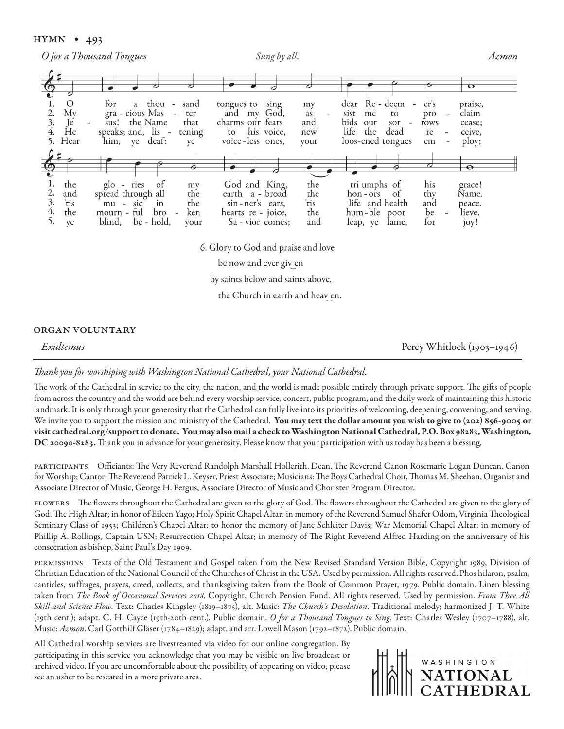## HYMN • 493

*O for a Thousand Tongues* — *Sung by all.* — *Azmon*

1. O for a thousand tongues to sing my dear Redeemer's praise, the glories of my God and King, the triumphs of his grace!
2. My gracious Master and my God, assist me to proclaim and spread through all the earth abroad the honors of thy Name.
3. Jesus! the Name that charms our fears and bids our sorrows cease; 'tis music in the sinner's ears, 'tis life and health and peace.
4. He speaks; and, listening to his voice, new life the dead receive, the mournful broken hearts rejoice, the humble poor believe.
5. Hear him, ye deaf: ye voiceless ones, your loosened tongues employ; ye blind, behold, your Savior comes; and leap, ye lame, for joy!

6. Glory to God and praise and love
 be now and ever given
 by saints below and saints above,
 the Church in earth and heaven.

## ORGAN VOLUNTARY

*Exultemus* — Percy Whitlock (1903–1946)

*Thank you for worshiping with Washington National Cathedral, your National Cathedral.*

The work of the Cathedral in service to the city, the nation, and the world is made possible entirely through private support. The gifts of people from across the country and the world are behind every worship service, concert, public program, and the daily work of maintaining this historic landmark. It is only through your generosity that the Cathedral can fully live into its priorities of welcoming, deepening, convening, and serving. We invite you to support the mission and ministry of the Cathedral. **You may text the dollar amount you wish to give to (202) 856-9005 or visit cathedral.org/support to donate. You may also mail a check to Washington National Cathedral, P.O. Box 98283, Washington, DC 20090-8283.** Thank you in advance for your generosity. Please know that your participation with us today has been a blessing.

PARTICIPANTS Officiants: The Very Reverend Randolph Marshall Hollerith, Dean, The Reverend Canon Rosemarie Logan Duncan, Canon for Worship; Cantor: The Reverend Patrick L. Keyser, Priest Associate; Musicians: The Boys Cathedral Choir, Thomas M. Sheehan, Organist and Associate Director of Music, George H. Fergus, Associate Director of Music and Chorister Program Director.

FLOWERS The flowers throughout the Cathedral are given to the glory of God. The flowers throughout the Cathedral are given to the glory of God. The High Altar; in honor of Eileen Yago; Holy Spirit Chapel Altar: in memory of the Reverend Samuel Shafer Odom, Virginia Theological Seminary Class of 1953; Children's Chapel Altar: to honor the memory of Jane Schleiter Davis; War Memorial Chapel Altar: in memory of Phillip A. Rollings, Captain USN; Resurrection Chapel Altar; in memory of The Right Reverend Alfred Harding on the anniversary of his consecration as bishop, Saint Paul's Day 1909.

PERMISSIONS Texts of the Old Testament and Gospel taken from the New Revised Standard Version Bible, Copyright 1989, Division of Christian Education of the National Council of the Churches of Christ in the USA. Used by permission. All rights reserved. Phos hilaron, psalm, canticles, suffrages, prayers, creed, collects, and thanksgiving taken from the Book of Common Prayer, 1979. Public domain. Linen blessing taken from *The Book of Occasional Services 2018*. Copyright, Church Pension Fund. All rights reserved. Used by permission. *From Thee All Skill and Science Flow*. Text: Charles Kingsley (1819–1875), alt. Music: *The Church's Desolation*. Traditional melody; harmonized J. T. White (19th cent.); adapt. C. H. Cayce (19th-20th cent.). Public domain. *O for a Thousand Tongues to Sing*. Text: Charles Wesley (1707–1788), alt. Music: *Azmon*. Carl Gotthilf Gläser (1784–1829); adapt. and arr. Lowell Mason (1792–1872). Public domain.

All Cathedral worship services are livestreamed via video for our online congregation. By participating in this service you acknowledge that you may be visible on live broadcast or archived video. If you are uncomfortable about the possibility of appearing on video, please see an usher to be reseated in a more private area.

WASHINGTON NATIONAL CATHEDRAL